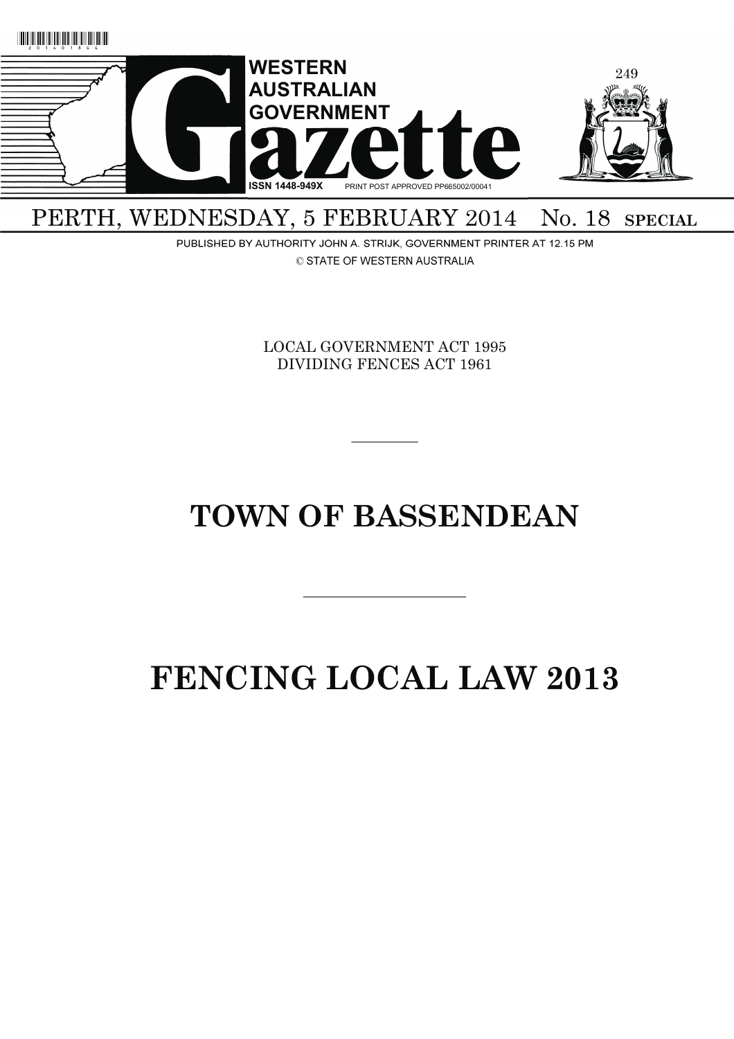# WESTERN AUSTRALIAN GOVERNMENT Gazette

ISSN 1448-949X PRINT POST APPROVED PP665002/00041

PERTH, WEDNESDAY, 5 FEBRUARY 2014 No. 18 SPECIAL

PUBLISHED BY AUTHORITY JOHN A. STRIJK, GOVERNMENT PRINTER AT 12.15 PM

© STATE OF WESTERN AUSTRALIA

LOCAL GOVERNMENT ACT 1995
DIVIDING FENCES ACT 1961

---

# TOWN OF BASSENDEAN

---

# FENCING LOCAL LAW 2013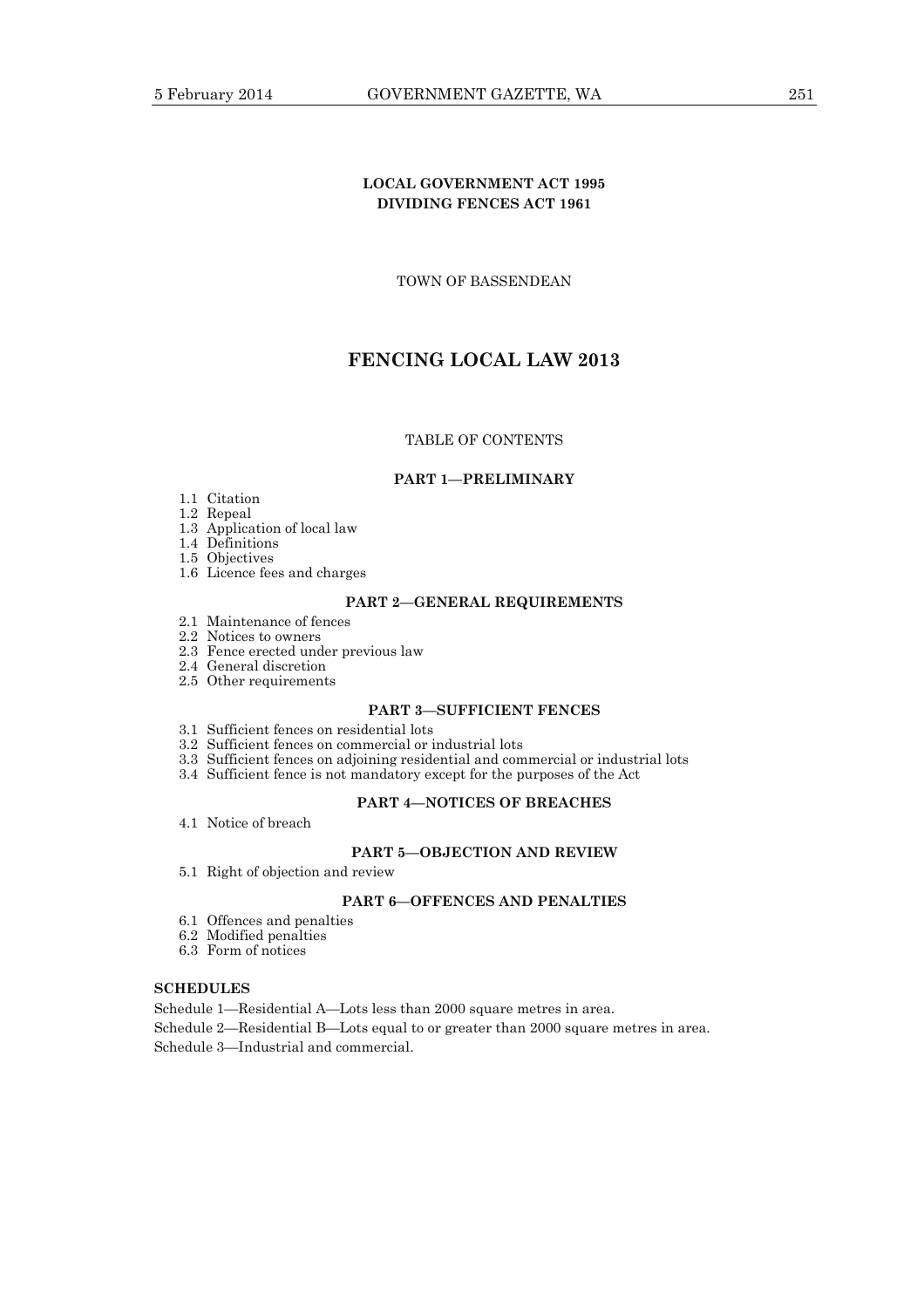**LOCAL GOVERNMENT ACT 1995**
**DIVIDING FENCES ACT 1961**

TOWN OF BASSENDEAN

# FENCING LOCAL LAW 2013

TABLE OF CONTENTS

### PART 1—PRELIMINARY

1.1 Citation
1.2 Repeal
1.3 Application of local law
1.4 Definitions
1.5 Objectives
1.6 Licence fees and charges

### PART 2—GENERAL REQUIREMENTS

2.1 Maintenance of fences
2.2 Notices to owners
2.3 Fence erected under previous law
2.4 General discretion
2.5 Other requirements

### PART 3—SUFFICIENT FENCES

3.1 Sufficient fences on residential lots
3.2 Sufficient fences on commercial or industrial lots
3.3 Sufficient fences on adjoining residential and commercial or industrial lots
3.4 Sufficient fence is not mandatory except for the purposes of the Act

### PART 4—NOTICES OF BREACHES

4.1 Notice of breach

### PART 5—OBJECTION AND REVIEW

5.1 Right of objection and review

### PART 6—OFFENCES AND PENALTIES

6.1 Offences and penalties
6.2 Modified penalties
6.3 Form of notices

**SCHEDULES**

Schedule 1—Residential A—Lots less than 2000 square metres in area.

Schedule 2—Residential B—Lots equal to or greater than 2000 square metres in area.

Schedule 3—Industrial and commercial.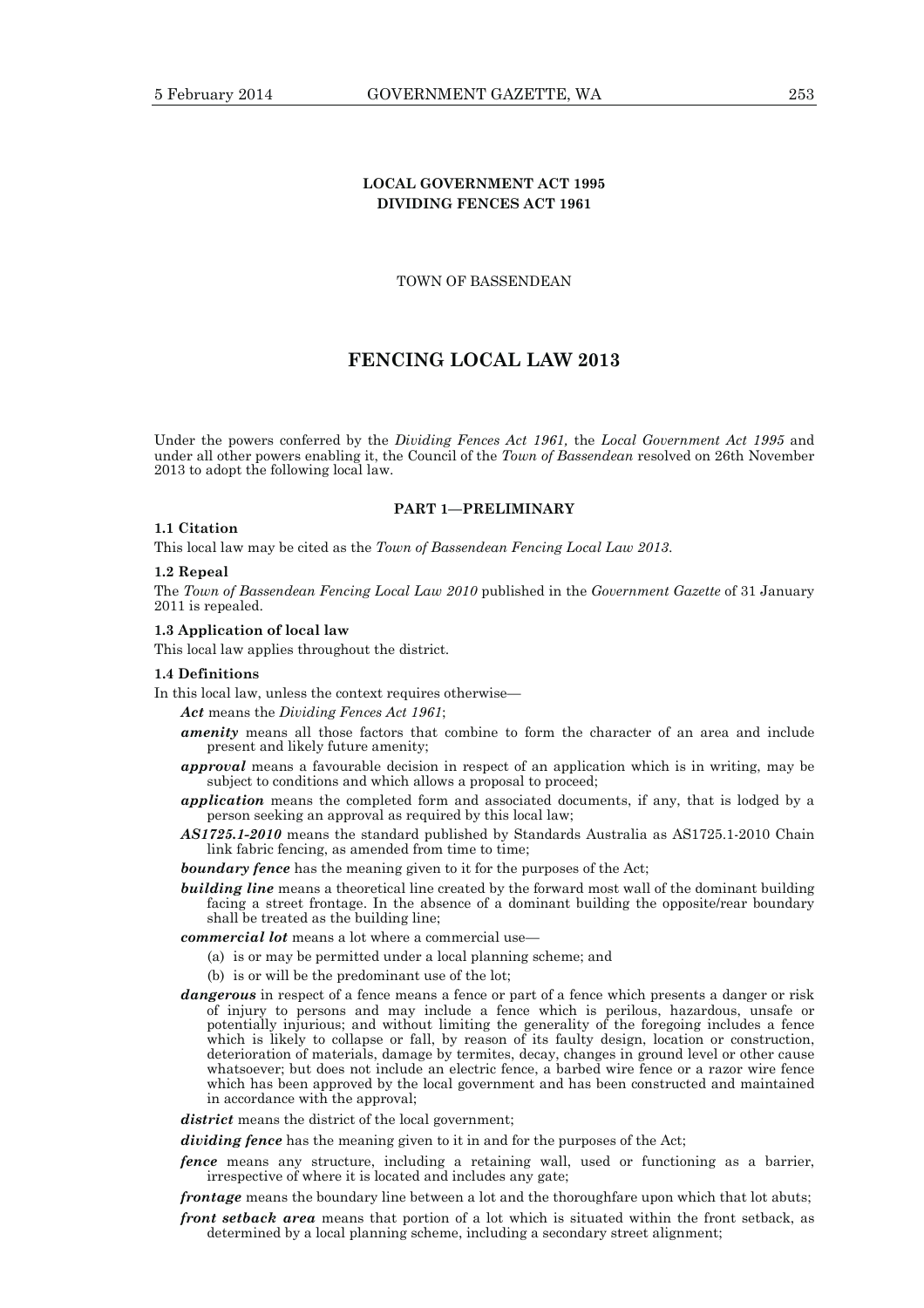**LOCAL GOVERNMENT ACT 1995**
**DIVIDING FENCES ACT 1961**

TOWN OF BASSENDEAN

# FENCING LOCAL LAW 2013

Under the powers conferred by the *Dividing Fences Act 1961,* the *Local Government Act 1995* and under all other powers enabling it, the Council of the *Town of Bassendean* resolved on 26th November 2013 to adopt the following local law.

## PART 1—PRELIMINARY

### 1.1 Citation

This local law may be cited as the *Town of Bassendean Fencing Local Law 2013*.

### 1.2 Repeal

The *Town of Bassendean Fencing Local Law 2010* published in the *Government Gazette* of 31 January 2011 is repealed.

### 1.3 Application of local law

This local law applies throughout the district.

### 1.4 Definitions

In this local law, unless the context requires otherwise—

***Act*** means the *Dividing Fences Act 1961*;

***amenity*** means all those factors that combine to form the character of an area and include present and likely future amenity;

***approval*** means a favourable decision in respect of an application which is in writing, may be subject to conditions and which allows a proposal to proceed;

***application*** means the completed form and associated documents, if any, that is lodged by a person seeking an approval as required by this local law;

***AS1725.1-2010*** means the standard published by Standards Australia as AS1725.1-2010 Chain link fabric fencing, as amended from time to time;

***boundary fence*** has the meaning given to it for the purposes of the Act;

***building line*** means a theoretical line created by the forward most wall of the dominant building facing a street frontage. In the absence of a dominant building the opposite/rear boundary shall be treated as the building line;

***commercial lot*** means a lot where a commercial use—

(a) is or may be permitted under a local planning scheme; and

(b) is or will be the predominant use of the lot;

***dangerous*** in respect of a fence means a fence or part of a fence which presents a danger or risk of injury to persons and may include a fence which is perilous, hazardous, unsafe or potentially injurious; and without limiting the generality of the foregoing includes a fence which is likely to collapse or fall, by reason of its faulty design, location or construction, deterioration of materials, damage by termites, decay, changes in ground level or other cause whatsoever; but does not include an electric fence, a barbed wire fence or a razor wire fence which has been approved by the local government and has been constructed and maintained in accordance with the approval;

***district*** means the district of the local government;

***dividing fence*** has the meaning given to it in and for the purposes of the Act;

***fence*** means any structure, including a retaining wall, used or functioning as a barrier, irrespective of where it is located and includes any gate;

***frontage*** means the boundary line between a lot and the thoroughfare upon which that lot abuts;

***front setback area*** means that portion of a lot which is situated within the front setback, as determined by a local planning scheme, including a secondary street alignment;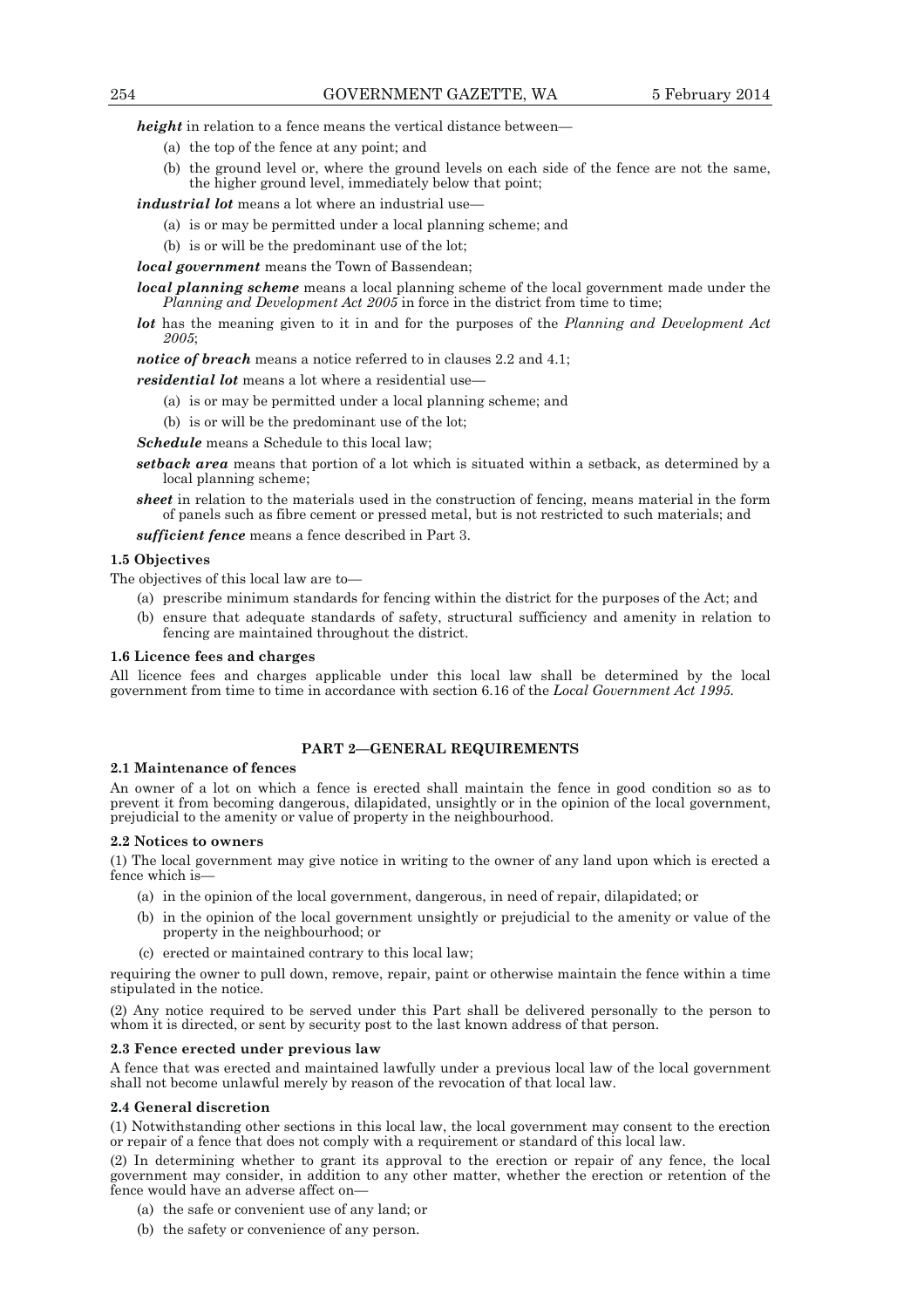***height*** in relation to a fence means the vertical distance between—

(a) the top of the fence at any point; and

(b) the ground level or, where the ground levels on each side of the fence are not the same, the higher ground level, immediately below that point;

***industrial lot*** means a lot where an industrial use—

(a) is or may be permitted under a local planning scheme; and

(b) is or will be the predominant use of the lot;

***local government*** means the Town of Bassendean;

***local planning scheme*** means a local planning scheme of the local government made under the *Planning and Development Act 2005* in force in the district from time to time;

***lot*** has the meaning given to it in and for the purposes of the *Planning and Development Act 2005*;

***notice of breach*** means a notice referred to in clauses 2.2 and 4.1;

***residential lot*** means a lot where a residential use—

(a) is or may be permitted under a local planning scheme; and

(b) is or will be the predominant use of the lot;

***Schedule*** means a Schedule to this local law;

***setback area*** means that portion of a lot which is situated within a setback, as determined by a local planning scheme;

***sheet*** in relation to the materials used in the construction of fencing, means material in the form of panels such as fibre cement or pressed metal, but is not restricted to such materials; and

***sufficient fence*** means a fence described in Part 3.

**1.5 Objectives**

The objectives of this local law are to—

(a) prescribe minimum standards for fencing within the district for the purposes of the Act; and

(b) ensure that adequate standards of safety, structural sufficiency and amenity in relation to fencing are maintained throughout the district.

**1.6 Licence fees and charges**

All licence fees and charges applicable under this local law shall be determined by the local government from time to time in accordance with section 6.16 of the *Local Government Act 1995*.

## PART 2—GENERAL REQUIREMENTS

**2.1 Maintenance of fences**

An owner of a lot on which a fence is erected shall maintain the fence in good condition so as to prevent it from becoming dangerous, dilapidated, unsightly or in the opinion of the local government, prejudicial to the amenity or value of property in the neighbourhood.

**2.2 Notices to owners**

(1) The local government may give notice in writing to the owner of any land upon which is erected a fence which is—

(a) in the opinion of the local government, dangerous, in need of repair, dilapidated; or

(b) in the opinion of the local government unsightly or prejudicial to the amenity or value of the property in the neighbourhood; or

(c) erected or maintained contrary to this local law;

requiring the owner to pull down, remove, repair, paint or otherwise maintain the fence within a time stipulated in the notice.

(2) Any notice required to be served under this Part shall be delivered personally to the person to whom it is directed, or sent by security post to the last known address of that person.

**2.3 Fence erected under previous law**

A fence that was erected and maintained lawfully under a previous local law of the local government shall not become unlawful merely by reason of the revocation of that local law.

**2.4 General discretion**

(1) Notwithstanding other sections in this local law, the local government may consent to the erection or repair of a fence that does not comply with a requirement or standard of this local law.

(2) In determining whether to grant its approval to the erection or repair of any fence, the local government may consider, in addition to any other matter, whether the erection or retention of the fence would have an adverse affect on—

(a) the safe or convenient use of any land; or

(b) the safety or convenience of any person.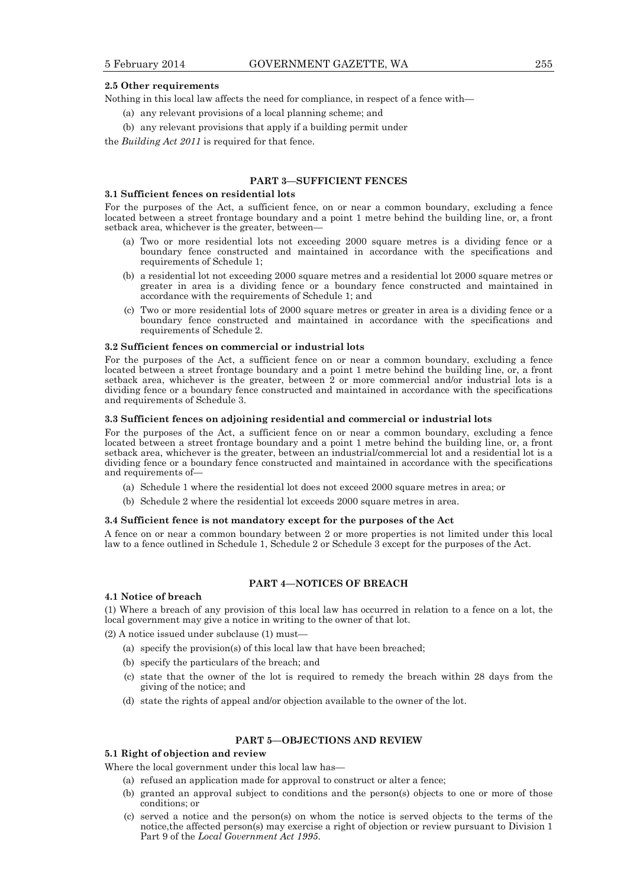**2.5 Other requirements**

Nothing in this local law affects the need for compliance, in respect of a fence with—

(a) any relevant provisions of a local planning scheme; and

(b) any relevant provisions that apply if a building permit under

the *Building Act 2011* is required for that fence.

## PART 3—SUFFICIENT FENCES

**3.1 Sufficient fences on residential lots**

For the purposes of the Act, a sufficient fence, on or near a common boundary, excluding a fence located between a street frontage boundary and a point 1 metre behind the building line, or, a front setback area, whichever is the greater, between—

(a) Two or more residential lots not exceeding 2000 square metres is a dividing fence or a boundary fence constructed and maintained in accordance with the specifications and requirements of Schedule 1;

(b) a residential lot not exceeding 2000 square metres and a residential lot 2000 square metres or greater in area is a dividing fence or a boundary fence constructed and maintained in accordance with the requirements of Schedule 1; and

(c) Two or more residential lots of 2000 square metres or greater in area is a dividing fence or a boundary fence constructed and maintained in accordance with the specifications and requirements of Schedule 2.

**3.2 Sufficient fences on commercial or industrial lots**

For the purposes of the Act, a sufficient fence on or near a common boundary, excluding a fence located between a street frontage boundary and a point 1 metre behind the building line, or, a front setback area, whichever is the greater, between 2 or more commercial and/or industrial lots is a dividing fence or a boundary fence constructed and maintained in accordance with the specifications and requirements of Schedule 3.

**3.3 Sufficient fences on adjoining residential and commercial or industrial lots**

For the purposes of the Act, a sufficient fence on or near a common boundary, excluding a fence located between a street frontage boundary and a point 1 metre behind the building line, or, a front setback area, whichever is the greater, between an industrial/commercial lot and a residential lot is a dividing fence or a boundary fence constructed and maintained in accordance with the specifications and requirements of—

(a) Schedule 1 where the residential lot does not exceed 2000 square metres in area; or

(b) Schedule 2 where the residential lot exceeds 2000 square metres in area.

**3.4 Sufficient fence is not mandatory except for the purposes of the Act**

A fence on or near a common boundary between 2 or more properties is not limited under this local law to a fence outlined in Schedule 1, Schedule 2 or Schedule 3 except for the purposes of the Act.

## PART 4—NOTICES OF BREACH

**4.1 Notice of breach**

(1) Where a breach of any provision of this local law has occurred in relation to a fence on a lot, the local government may give a notice in writing to the owner of that lot.

(2) A notice issued under subclause (1) must—

(a) specify the provision(s) of this local law that have been breached;

(b) specify the particulars of the breach; and

(c) state that the owner of the lot is required to remedy the breach within 28 days from the giving of the notice; and

(d) state the rights of appeal and/or objection available to the owner of the lot.

## PART 5—OBJECTIONS AND REVIEW

**5.1 Right of objection and review**

Where the local government under this local law has—

(a) refused an application made for approval to construct or alter a fence;

(b) granted an approval subject to conditions and the person(s) objects to one or more of those conditions; or

(c) served a notice and the person(s) on whom the notice is served objects to the terms of the notice,the affected person(s) may exercise a right of objection or review pursuant to Division 1 Part 9 of the *Local Government Act 1995*.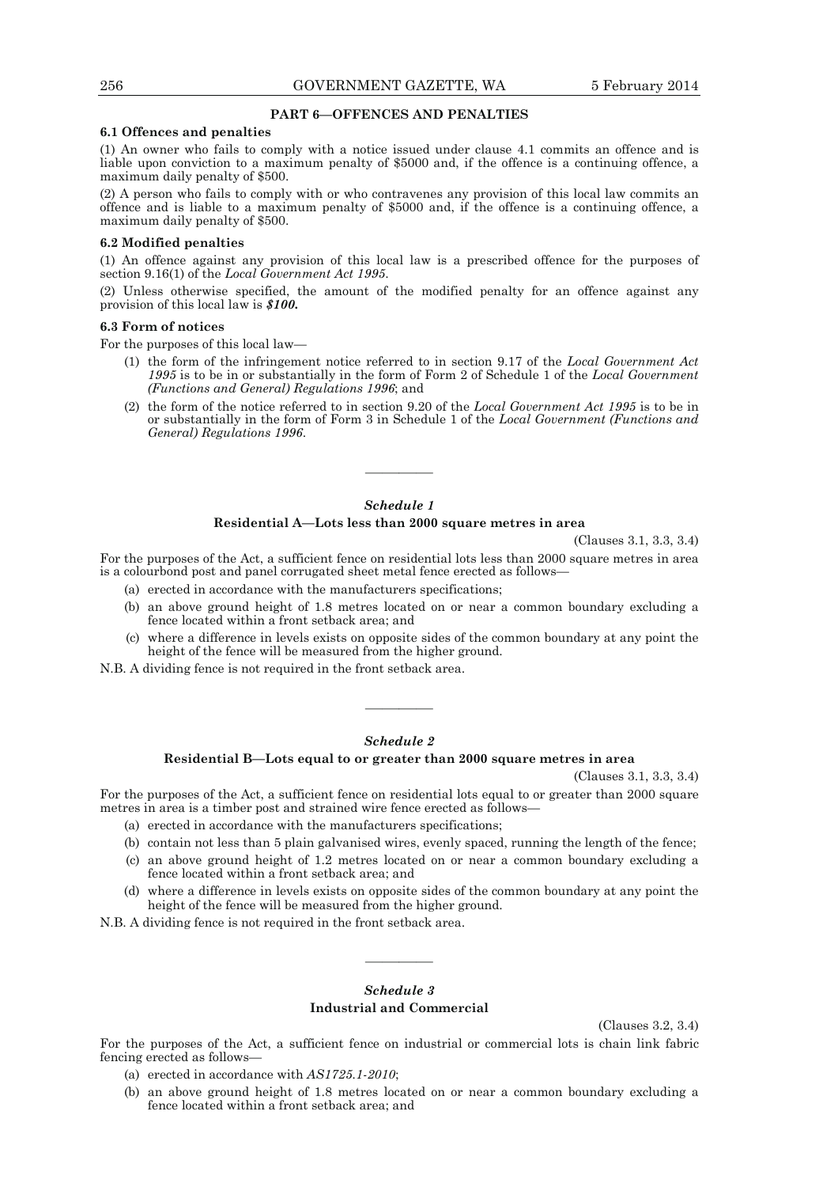## PART 6—OFFENCES AND PENALTIES

### 6.1 Offences and penalties

(1) An owner who fails to comply with a notice issued under clause 4.1 commits an offence and is liable upon conviction to a maximum penalty of $5000 and, if the offence is a continuing offence, a maximum daily penalty of $500.

(2) A person who fails to comply with or who contravenes any provision of this local law commits an offence and is liable to a maximum penalty of $5000 and, if the offence is a continuing offence, a maximum daily penalty of $500.

### 6.2 Modified penalties

(1) An offence against any provision of this local law is a prescribed offence for the purposes of section 9.16(1) of the *Local Government Act 1995*.

(2) Unless otherwise specified, the amount of the modified penalty for an offence against any provision of this local law is ***$100.***

### 6.3 Form of notices

For the purposes of this local law—

(1) the form of the infringement notice referred to in section 9.17 of the *Local Government Act 1995* is to be in or substantially in the form of Form 2 of Schedule 1 of the *Local Government (Functions and General) Regulations 1996*; and

(2) the form of the notice referred to in section 9.20 of the *Local Government Act 1995* is to be in or substantially in the form of Form 3 in Schedule 1 of the *Local Government (Functions and General) Regulations 1996*.

————

## *Schedule 1*

### Residential A—Lots less than 2000 square metres in area

(Clauses 3.1, 3.3, 3.4)

For the purposes of the Act, a sufficient fence on residential lots less than 2000 square metres in area is a colourbond post and panel corrugated sheet metal fence erected as follows—

(a) erected in accordance with the manufacturers specifications;

(b) an above ground height of 1.8 metres located on or near a common boundary excluding a fence located within a front setback area; and

(c) where a difference in levels exists on opposite sides of the common boundary at any point the height of the fence will be measured from the higher ground.

N.B. A dividing fence is not required in the front setback area.

————

## *Schedule 2*

### Residential B—Lots equal to or greater than 2000 square metres in area

(Clauses 3.1, 3.3, 3.4)

For the purposes of the Act, a sufficient fence on residential lots equal to or greater than 2000 square metres in area is a timber post and strained wire fence erected as follows—

(a) erected in accordance with the manufacturers specifications;

(b) contain not less than 5 plain galvanised wires, evenly spaced, running the length of the fence;

(c) an above ground height of 1.2 metres located on or near a common boundary excluding a fence located within a front setback area; and

(d) where a difference in levels exists on opposite sides of the common boundary at any point the height of the fence will be measured from the higher ground.

N.B. A dividing fence is not required in the front setback area.

————

## *Schedule 3*

### Industrial and Commercial

(Clauses 3.2, 3.4)

For the purposes of the Act, a sufficient fence on industrial or commercial lots is chain link fabric fencing erected as follows—

(a) erected in accordance with *AS1725.1-2010*;

(b) an above ground height of 1.8 metres located on or near a common boundary excluding a fence located within a front setback area; and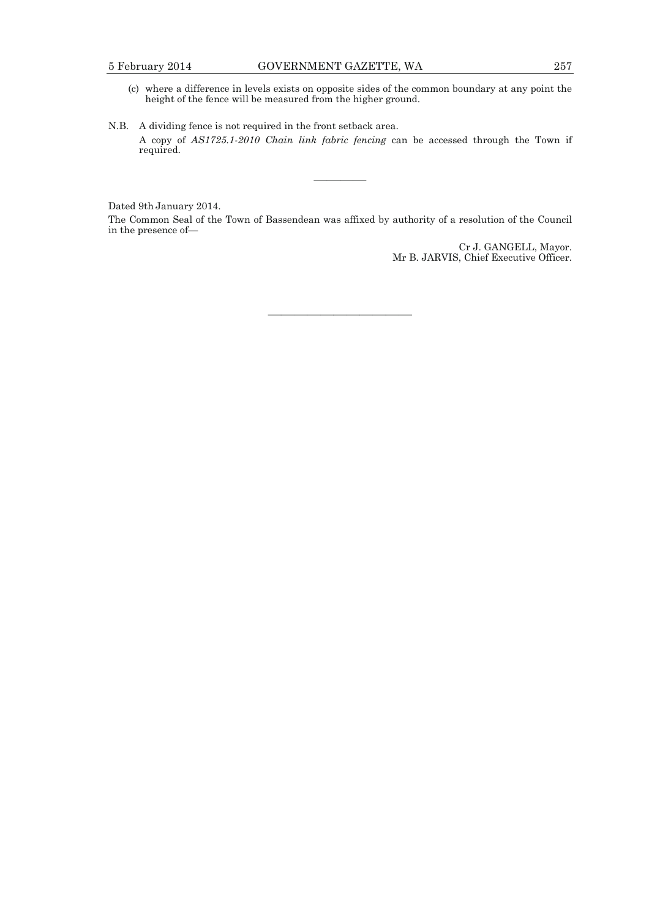(c) where a difference in levels exists on opposite sides of the common boundary at any point the height of the fence will be measured from the higher ground.

N.B. A dividing fence is not required in the front setback area.

A copy of *AS1725.1-2010 Chain link fabric fencing* can be accessed through the Town if required.

---

Dated 9th January 2014.

The Common Seal of the Town of Bassendean was affixed by authority of a resolution of the Council in the presence of—

Cr J. GANGELL, Mayor.
Mr B. JARVIS, Chief Executive Officer.

---